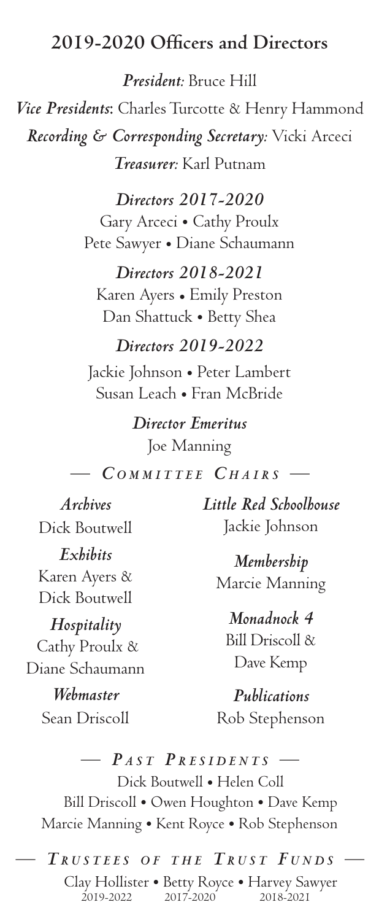## 2019-2020 Officers and Directors

*President:* Bruce Hill

*Vice Presidents:* Charles Turcotte & Henry Hammond

*Recording & Corresponding Secretary:* Vicki Arceci

*Treasurer:* Karl Putnam

*Directors 2017-2020*

Gary Arceci • Cathy Proulx
Pete Sawyer • Diane Schaumann

*Directors 2018-2021*

Karen Ayers • Emily Preston
Dan Shattuck • Betty Shea

*Directors 2019-2022*

Jackie Johnson • Peter Lambert
Susan Leach • Fran McBride

*Director Emeritus*

Joe Manning

### — *Committee Chairs* —

*Archives*
Dick Boutwell

*Exhibits*
Karen Ayers & Dick Boutwell

*Hospitality*
Cathy Proulx & Diane Schaumann

*Webmaster*
Sean Driscoll

*Little Red Schoolhouse*
Jackie Johnson

*Membership*
Marcie Manning

*Monadnock 4*
Bill Driscoll & Dave Kemp

*Publications*
Rob Stephenson

### — *Past Presidents* —

Dick Boutwell • Helen Coll
Bill Driscoll • Owen Houghton • Dave Kemp
Marcie Manning • Kent Royce • Rob Stephenson

### — *Trustees of the Trust Funds* —

Clay Hollister (2019-2022) • Betty Royce (2017-2020) • Harvey Sawyer (2018-2021)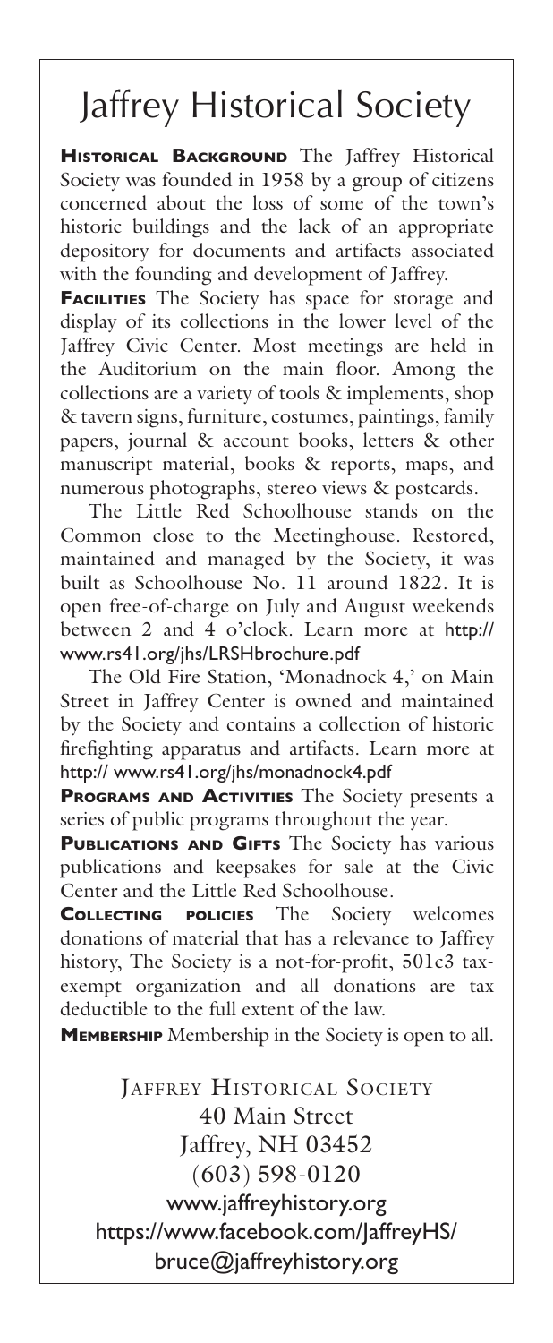# Jaffrey Historical Society

**Historical Background** The Jaffrey Historical Society was founded in 1958 by a group of citizens concerned about the loss of some of the town's historic buildings and the lack of an appropriate depository for documents and artifacts associated with the founding and development of Jaffrey.

**Facilities** The Society has space for storage and display of its collections in the lower level of the Jaffrey Civic Center. Most meetings are held in the Auditorium on the main floor. Among the collections are a variety of tools & implements, shop & tavern signs, furniture, costumes, paintings, family papers, journal & account books, letters & other manuscript material, books & reports, maps, and numerous photographs, stereo views & postcards.

The Little Red Schoolhouse stands on the Common close to the Meetinghouse. Restored, maintained and managed by the Society, it was built as Schoolhouse No. 11 around 1822. It is open free-of-charge on July and August weekends between 2 and 4 o'clock. Learn more at http:// www.rs41.org/jhs/LRSHbrochure.pdf

The Old Fire Station, 'Monadnock 4,' on Main Street in Jaffrey Center is owned and maintained by the Society and contains a collection of historic firefighting apparatus and artifacts. Learn more at http:// www.rs41.org/jhs/monadnock4.pdf

**Programs and Activities** The Society presents a series of public programs throughout the year.

**Publications and Gifts** The Society has various publications and keepsakes for sale at the Civic Center and the Little Red Schoolhouse.

**Collecting policies** The Society welcomes donations of material that has a relevance to Jaffrey history, The Society is a not-for-profit, 501c3 tax-exempt organization and all donations are tax deductible to the full extent of the law.

**Membership** Membership in the Society is open to all.

---

Jaffrey Historical Society
40 Main Street
Jaffrey, NH 03452
(603) 598-0120
www.jaffreyhistory.org
https://www.facebook.com/JaffreyHS/
bruce@jaffreyhistory.org